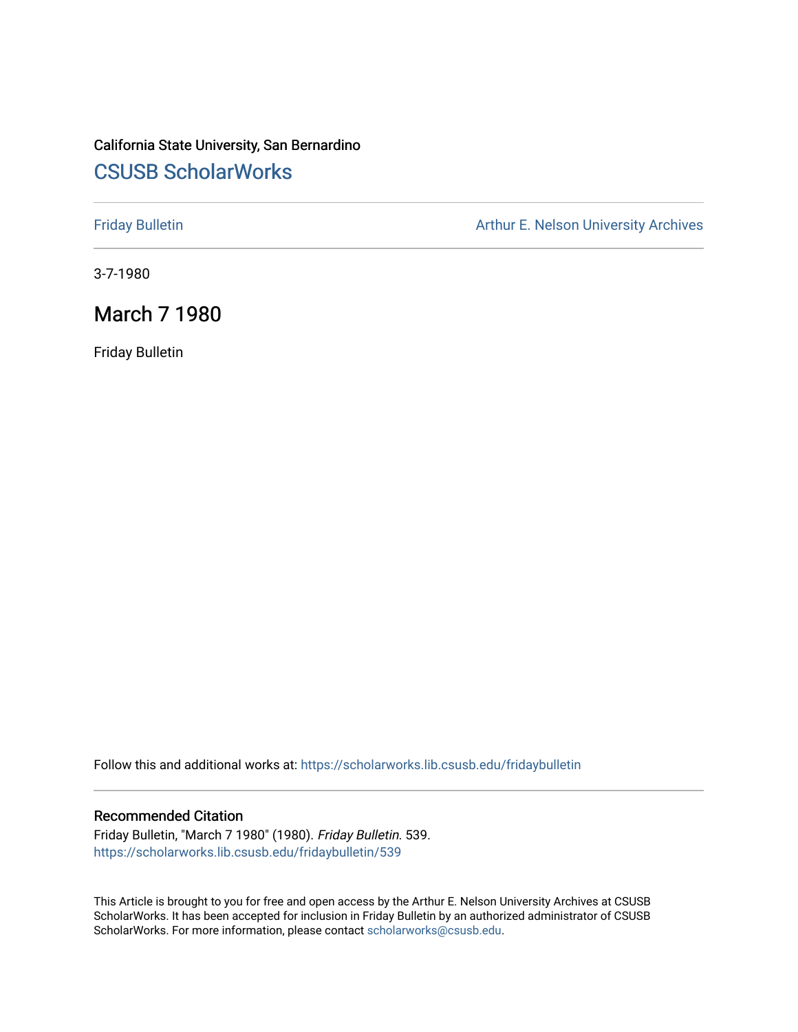California State University, San Bernardino

## CSUSB ScholarWorks

Friday Bulletin

Arthur E. Nelson University Archives

3-7-1980

# March 7 1980

Friday Bulletin

Follow this and additional works at: https://scholarworks.lib.csusb.edu/fridaybulletin

### Recommended Citation

Friday Bulletin, "March 7 1980" (1980). *Friday Bulletin*. 539.
https://scholarworks.lib.csusb.edu/fridaybulletin/539

This Article is brought to you for free and open access by the Arthur E. Nelson University Archives at CSUSB ScholarWorks. It has been accepted for inclusion in Friday Bulletin by an authorized administrator of CSUSB ScholarWorks. For more information, please contact scholarworks@csusb.edu.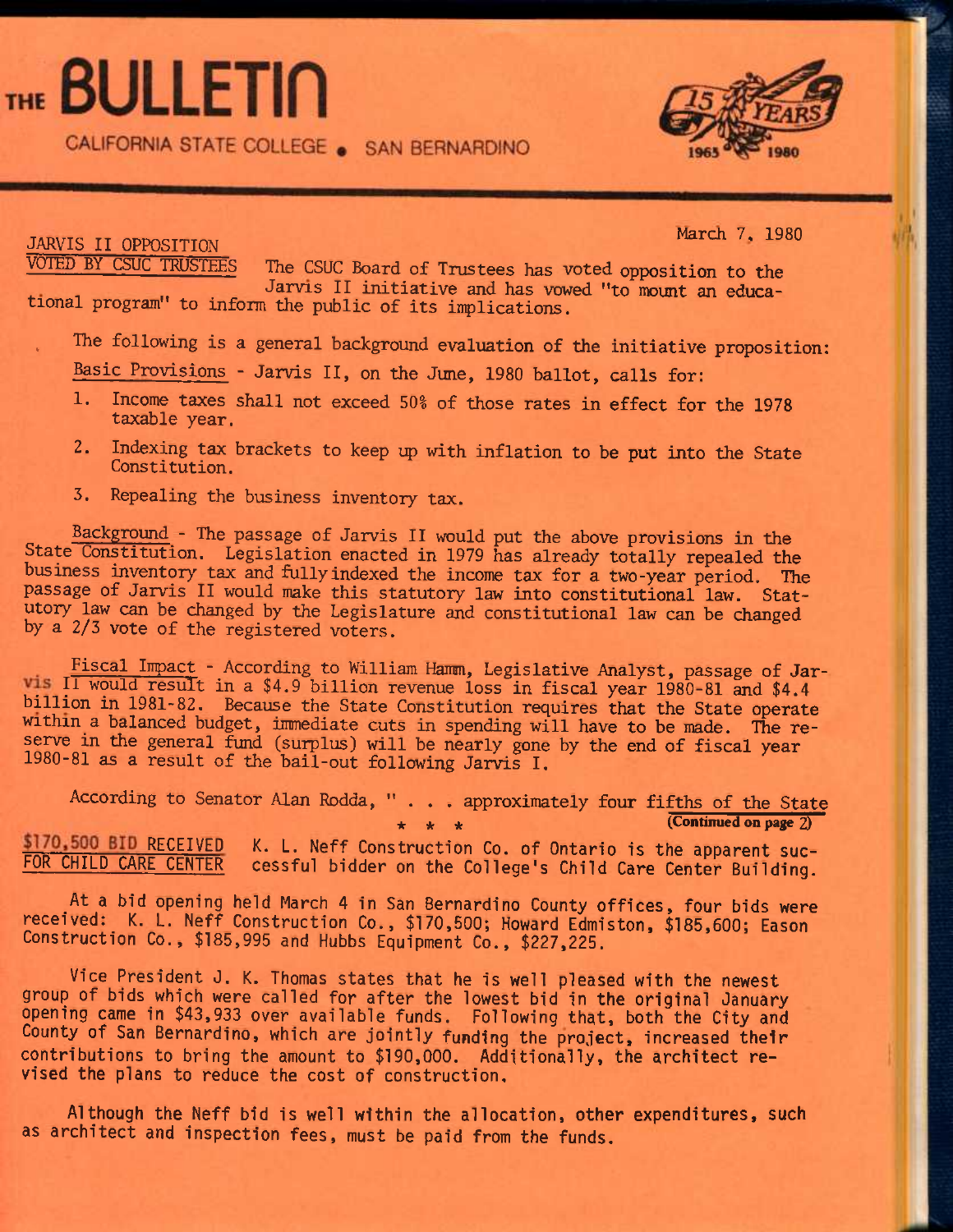# THE BULLETIN

CALIFORNIA STATE COLLEGE • SAN BERNARDINO

15 YEARS 1965 1980

March 7, 1980

## JARVIS II OPPOSITION VOTED BY CSUC TRUSTEES

The CSUC Board of Trustees has voted opposition to the Jarvis II initiative and has vowed "to mount an educational program" to inform the public of its implications.

The following is a general background evaluation of the initiative proposition:

Basic Provisions - Jarvis II, on the June, 1980 ballot, calls for:

1. Income taxes shall not exceed 50% of those rates in effect for the 1978 taxable year.
2. Indexing tax brackets to keep up with inflation to be put into the State Constitution.
3. Repealing the business inventory tax.

Background - The passage of Jarvis II would put the above provisions in the State Constitution. Legislation enacted in 1979 has already totally repealed the business inventory tax and fully indexed the income tax for a two-year period. The passage of Jarvis II would make this statutory law into constitutional law. Statutory law can be changed by the Legislature and constitutional law can be changed by a 2/3 vote of the registered voters.

Fiscal Impact - According to William Hamm, Legislative Analyst, passage of Jarvis II would result in a $4.9 billion revenue loss in fiscal year 1980-81 and $4.4 billion in 1981-82. Because the State Constitution requires that the State operate within a balanced budget, immediate cuts in spending will have to be made. The reserve in the general fund (surplus) will be nearly gone by the end of fiscal year 1980-81 as a result of the bail-out following Jarvis I.

According to Senator Alan Rodda, " . . . approximately four fifths of the State

(Continued on page 2)

* * *

## $170,500 BID RECEIVED FOR CHILD CARE CENTER

K. L. Neff Construction Co. of Ontario is the apparent successful bidder on the College's Child Care Center Building.

At a bid opening held March 4 in San Bernardino County offices, four bids were received: K. L. Neff Construction Co., $170,500; Howard Edmiston, $185,600; Eason Construction Co., $185,995 and Hubbs Equipment Co., $227,225.

Vice President J. K. Thomas states that he is well pleased with the newest group of bids which were called for after the lowest bid in the original January opening came in $43,933 over available funds. Following that, both the City and County of San Bernardino, which are jointly funding the project, increased their contributions to bring the amount to $190,000. Additionally, the architect revised the plans to reduce the cost of construction.

Although the Neff bid is well within the allocation, other expenditures, such as architect and inspection fees, must be paid from the funds.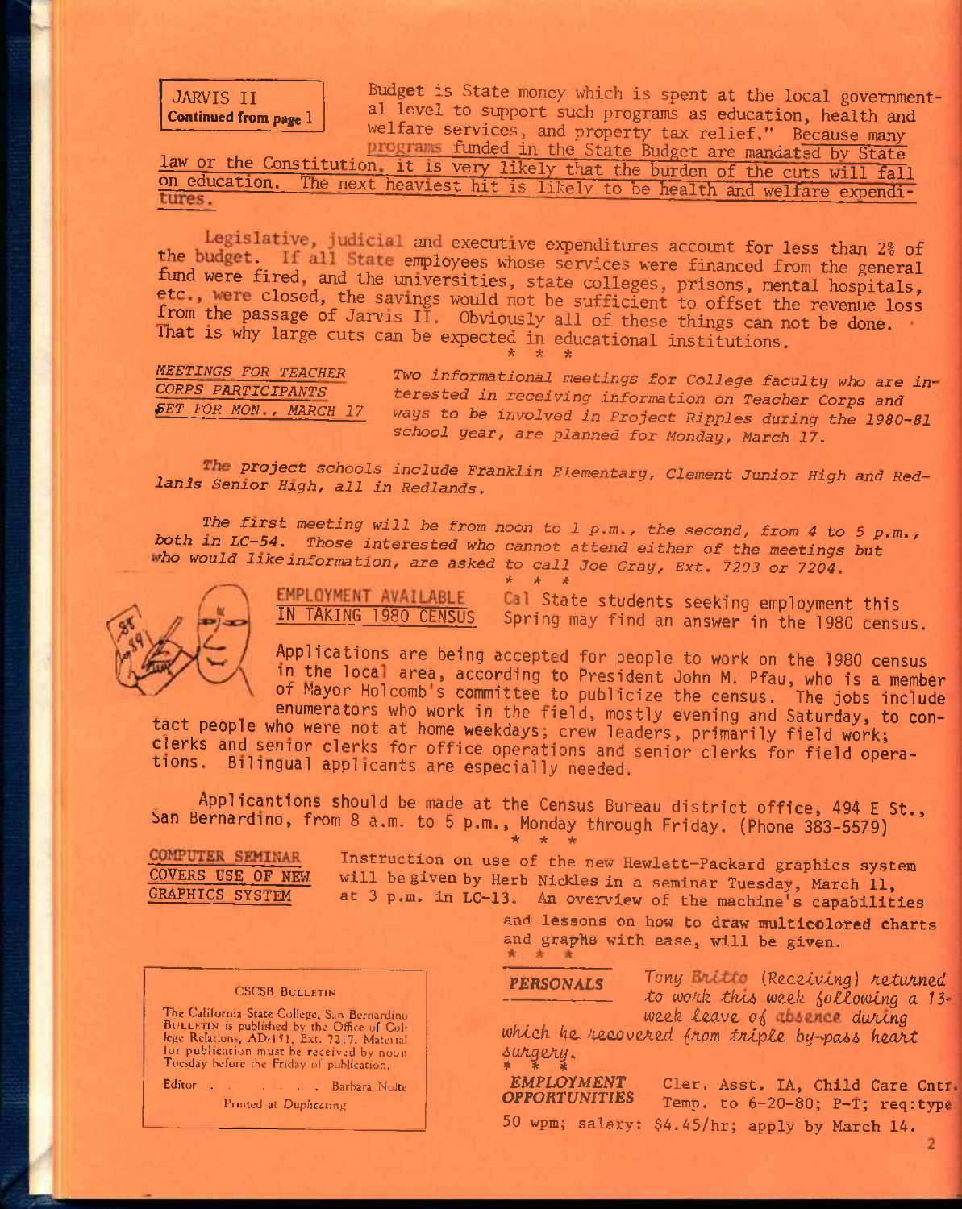**JARVIS II**
**Continued from page 1**

Budget is State money which is spent at the local governmental level to support such programs as education, health and welfare services, and property tax relief." Because many programs funded in the State Budget are mandated by State law or the Constitution, it is very likely that the burden of the cuts will fall on education. The next heaviest hit is likely to be health and welfare expenditures.

Legislative, judicial and executive expenditures account for less than 2% of the budget. If all State employees whose services were financed from the general fund were fired, and the universities, state colleges, prisons, mental hospitals, etc., were closed, the savings would not be sufficient to offset the revenue loss from the passage of Jarvis II. Obviously all of these things can not be done. That is why large cuts can be expected in educational institutions.

\* \* \*

*MEETINGS FOR TEACHER CORPS PARTICIPANTS SET FOR MON., MARCH 17*

*Two informational meetings for College faculty who are interested in receiving information on Teacher Corps and ways to be involved in Project Ripples during the 1980-81 school year, are planned for Monday, March 17.*

*The project schools include Franklin Elementary, Clement Junior High and Redlands Senior High, all in Redlands.*

*The first meeting will be from noon to 1 p.m., the second, from 4 to 5 p.m., both in LC-54. Those interested who cannot attend either of the meetings but who would like information, are asked to call Joe Gray, Ext. 7203 or 7204.*

\* \* \*

EMPLOYMENT AVAILABLE IN TAKING 1980 CENSUS

Cal State students seeking employment this Spring may find an answer in the 1980 census.

Applications are being accepted for people to work on the 1980 census in the local area, according to President John M. Pfau, who is a member of Mayor Holcomb's committee to publicize the census. The jobs include enumerators who work in the field, mostly evening and Saturday, to contact people who were not at home weekdays; crew leaders, primarily field work; clerks and senior clerks for office operations and senior clerks for field operations. Bilingual applicants are especially needed.

Applicantions should be made at the Census Bureau district office, 494 E St., San Bernardino, from 8 a.m. to 5 p.m., Monday through Friday. (Phone 383-5579)

\* \* \*

COMPUTER SEMINAR COVERS USE OF NEW GRAPHICS SYSTEM

Instruction on use of the new Hewlett-Packard graphics system will be given by Herb Nickles in a seminar Tuesday, March 11, at 3 p.m. in LC-13. An overview of the machine's capabilities and lessons on how to draw multicolored charts and graphs with ease, will be given.

\* \* \*

**CSCSB BULLETIN**

The California State College, San Bernardino BULLETIN is published by the Office of College Relations, AD-151, Ext. 7217. Material for publication must be received by noon Tuesday before the Friday of publication.

Editor . . . . . . Barbara Nolte

Printed at Duplicating

**PERSONALS**

*Tony Britto (Receiving) returned to work this week following a 13-week leave of absence during which he recovered from triple by-pass heart surgery.*

\* \* \*

**EMPLOYMENT OPPORTUNITIES**

Cler. Asst. IA, Child Care Cntr. Temp. to 6-20-80; P-T; req:type 50 wpm; salary: $4.45/hr; apply by March 14.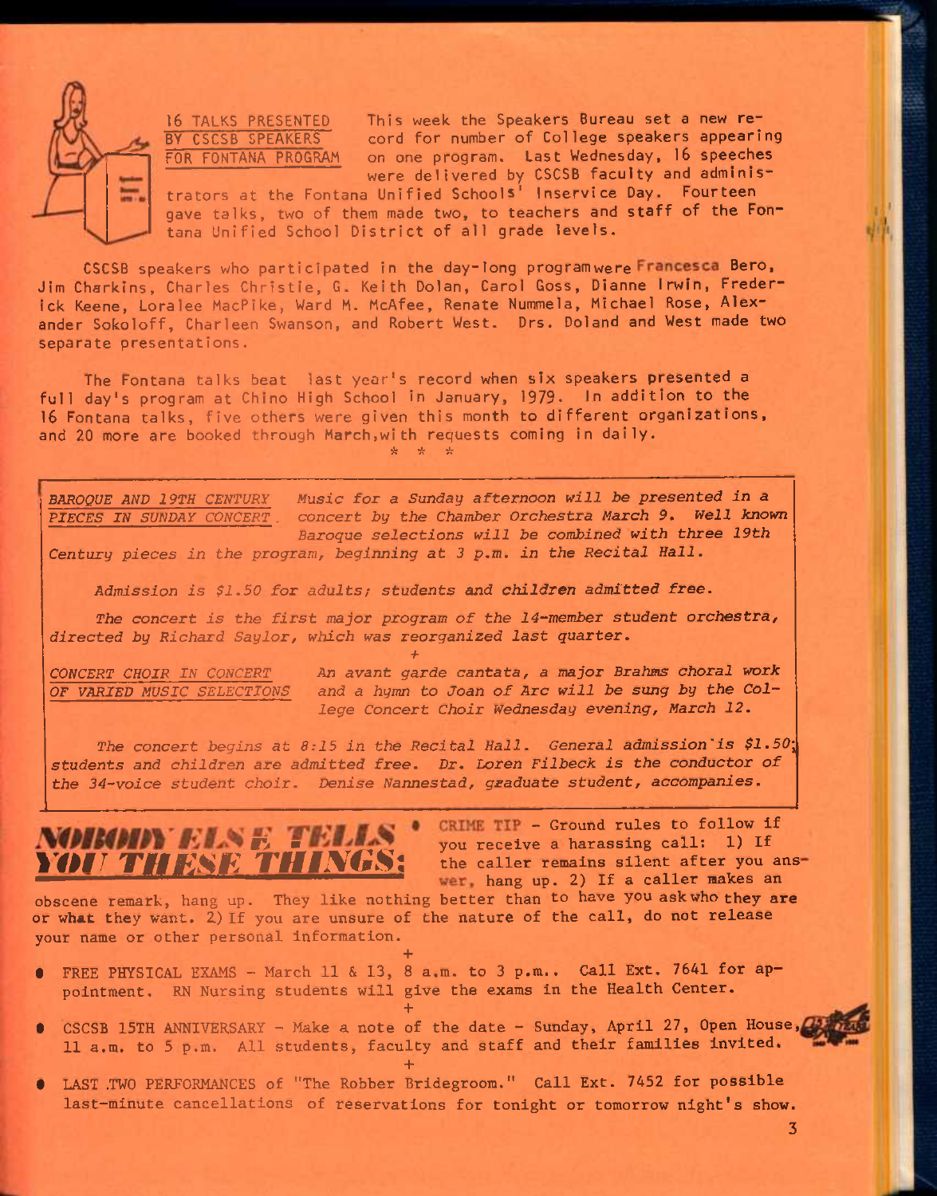## 16 TALKS PRESENTED BY CSCSB SPEAKERS FOR FONTANA PROGRAM

This week the Speakers Bureau set a new record for number of College speakers appearing on one program. Last Wednesday, 16 speeches were delivered by CSCSB faculty and administrators at the Fontana Unified Schools' Inservice Day. Fourteen gave talks, two of them made two, to teachers and staff of the Fontana Unified School District of all grade levels.

CSCSB speakers who participated in the day-long program were Francesca Bero, Jim Charkins, Charles Christie, G. Keith Dolan, Carol Goss, Dianne Irwin, Frederick Keene, Loralee MacPike, Ward M. McAfee, Renate Nummela, Michael Rose, Alexander Sokoloff, Charleen Swanson, and Robert West. Drs. Doland and West made two separate presentations.

The Fontana talks beat last year's record when six speakers presented a full day's program at Chino High School in January, 1979. In addition to the 16 Fontana talks, five others were given this month to different organizations, and 20 more are booked through March, with requests coming in daily.

\* \* \*

*BAROQUE AND 19TH CENTURY PIECES IN SUNDAY CONCERT*

*Music for a Sunday afternoon will be presented in a concert by the Chamber Orchestra March 9. Well known Baroque selections will be combined with three 19th Century pieces in the program, beginning at 3 p.m. in the Recital Hall.*

*Admission is $1.50 for adults; students and children admitted free.*

*The concert is the first major program of the 14-member student orchestra, directed by Richard Saylor, which was reorganized last quarter.*

+

*CONCERT CHOIR IN CONCERT OF VARIED MUSIC SELECTIONS*

*An avant garde cantata, a major Brahms choral work and a hymn to Joan of Arc will be sung by the College Concert Choir Wednesday evening, March 12.*

*The concert begins at 8:15 in the Recital Hall. General admission is $1.50; students and children are admitted free. Dr. Loren Filbeck is the conductor of the 34-voice student choir. Denise Nannestad, graduate student, accompanies.*

## NOBODY ELSE TELLS YOU THESE THINGS:

- CRIME TIP - Ground rules to follow if you receive a harassing call: 1) If the caller remains silent after you answer, hang up. 2) If a caller makes an obscene remark, hang up. They like nothing better than to have you ask who they are or what they want. 2) If you are unsure of the nature of the call, do not release your name or other personal information.

+

- FREE PHYSICAL EXAMS - March 11 & 13, 8 a.m. to 3 p.m.. Call Ext. 7641 for appointment. RN Nursing students will give the exams in the Health Center.

+

- CSCSB 15TH ANNIVERSARY - Make a note of the date - Sunday, April 27, Open House, 11 a.m. to 5 p.m. All students, faculty and staff and their families invited.

+

- LAST TWO PERFORMANCES of "The Robber Bridegroom." Call Ext. 7452 for possible last-minute cancellations of reservations for tonight or tomorrow night's show.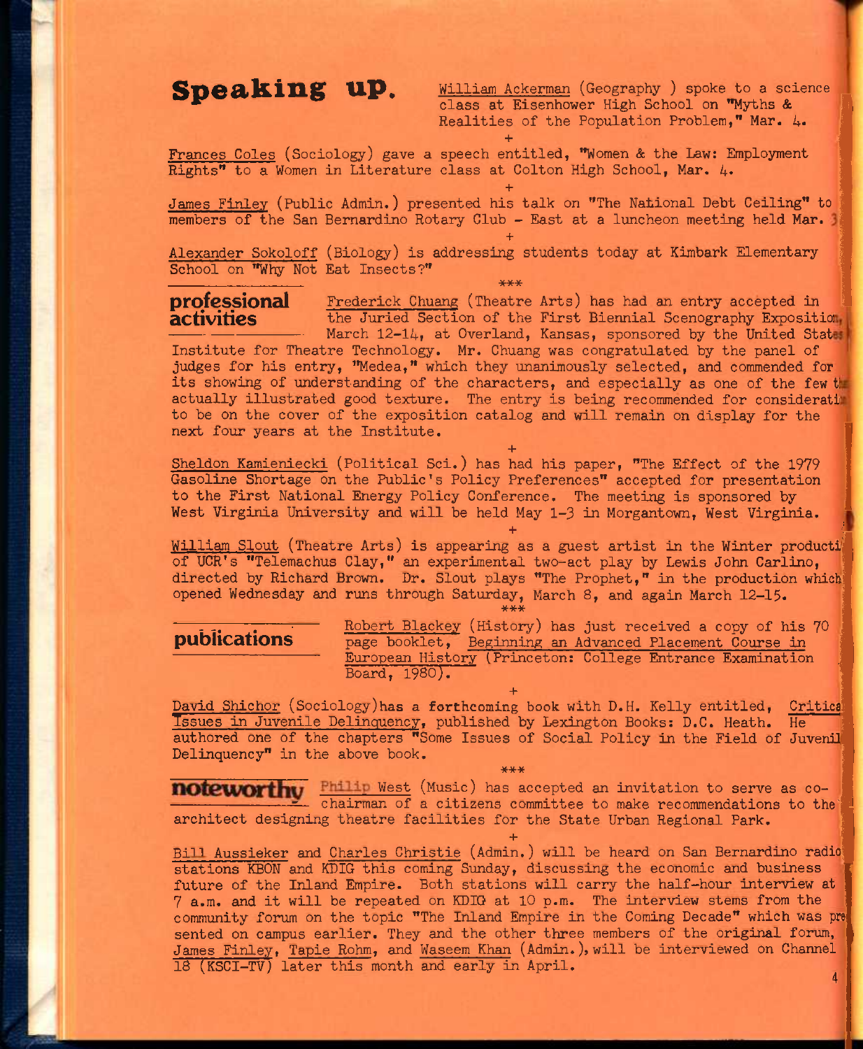## Speaking up.

William Ackerman (Geography ) spoke to a science class at Eisenhower High School on "Myths & Realities of the Population Problem," Mar. 4.

+

Frances Coles (Sociology) gave a speech entitled, "Women & the Law: Employment Rights" to a Women in Literature class at Colton High School, Mar. 4.

+

James Finley (Public Admin.) presented his talk on "The National Debt Ceiling" to members of the San Bernardino Rotary Club - East at a luncheon meeting held Mar. 3

+

Alexander Sokoloff (Biology) is addressing students today at Kimbark Elementary School on "Why Not Eat Insects?"

\*\*\*

## professional activities

Frederick Chuang (Theatre Arts) has had an entry accepted in the Juried Section of the First Biennial Scenography Exposition, March 12-14, at Overland, Kansas, sponsored by the United States Institute for Theatre Technology. Mr. Chuang was congratulated by the panel of judges for his entry, "Medea," which they unanimously selected, and commended for its showing of understanding of the characters, and especially as one of the few that actually illustrated good texture. The entry is being recommended for consideration to be on the cover of the exposition catalog and will remain on display for the next four years at the Institute.

+

Sheldon Kamieniecki (Political Sci.) has had his paper, "The Effect of the 1979 Gasoline Shortage on the Public's Policy Preferences" accepted for presentation to the First National Energy Policy Conference. The meeting is sponsored by West Virginia University and will be held May 1-3 in Morgantown, West Virginia.

+

William Slout (Theatre Arts) is appearing as a guest artist in the Winter production of UCR's "Telemachus Clay," an experimental two-act play by Lewis John Carlino, directed by Richard Brown. Dr. Slout plays "The Prophet," in the production which opened Wednesday and runs through Saturday, March 8, and again March 12-15.

\*\*\*

## publications

Robert Blackey (History) has just received a copy of his 70 page booklet, Beginning an Advanced Placement Course in European History (Princeton: College Entrance Examination Board, 1980).

+

David Shichor (Sociology) has a forthcoming book with D.H. Kelly entitled, Critical Issues in Juvenile Delinquency, published by Lexington Books: D.C. Heath. He authored one of the chapters "Some Issues of Social Policy in the Field of Juvenile Delinquency" in the above book.

\*\*\*

## noteworthy

Philip West (Music) has accepted an invitation to serve as co-chairman of a citizens committee to make recommendations to the architect designing theatre facilities for the State Urban Regional Park.

+

Bill Aussieker and Charles Christie (Admin.) will be heard on San Bernardino radio stations KBON and KDIG this coming Sunday, discussing the economic and business future of the Inland Empire. Both stations will carry the half-hour interview at 7 a.m. and it will be repeated on KDIG at 10 p.m. The interview stems from the community forum on the topic "The Inland Empire in the Coming Decade" which was presented on campus earlier. They and the other three members of the original forum, James Finley, Tapie Rohm, and Waseem Khan (Admin.), will be interviewed on Channel 18 (KSCI-TV) later this month and early in April.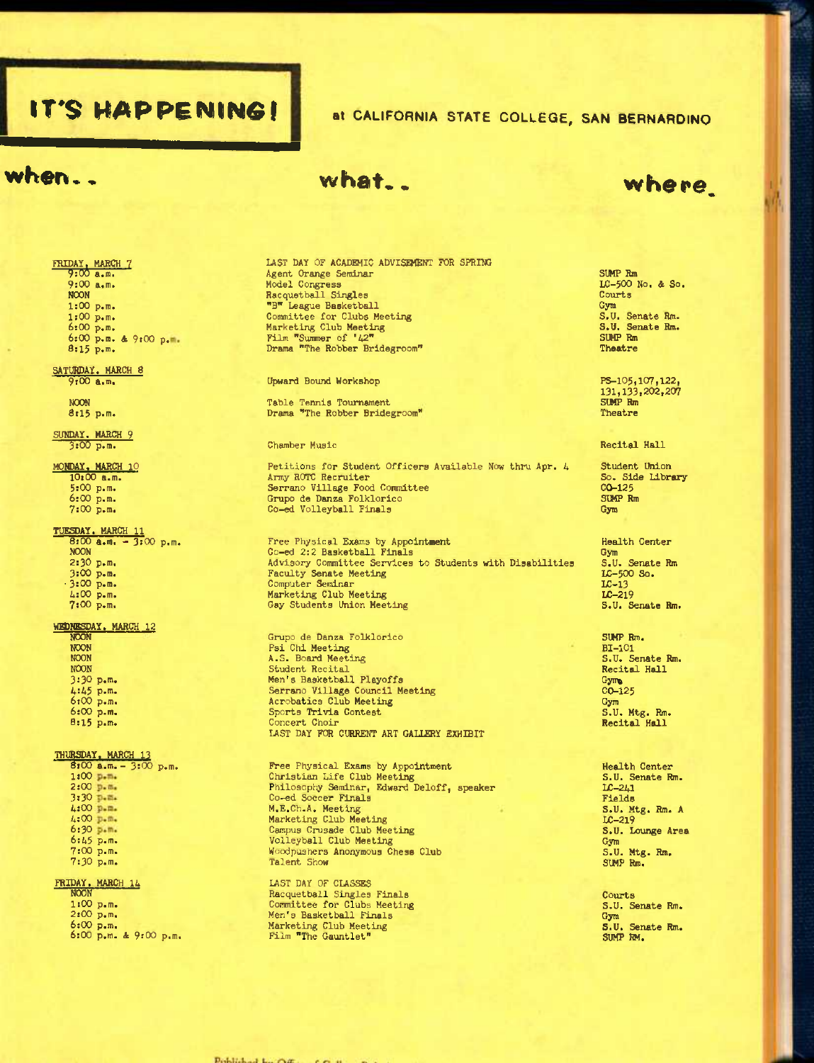# IT'S HAPPENING! at CALIFORNIA STATE COLLEGE, SAN BERNARDINO

| when.. | what.. | where. |
|---|---|---|
| **FRIDAY, MARCH 7** | LAST DAY OF ACADEMIC ADVISEMENT FOR SPRING | |
| 9:00 a.m. | Agent Orange Seminar | SUMP Rm |
| 9:00 a.m. | Model Congress | LC-500 No. & So. |
| NOON | Racquetball Singles | Courts |
| 1:00 p.m. | "B" League Basketball | Gym |
| 1:00 p.m. | Committee for Clubs Meeting | S.U. Senate Rm. |
| 6:00 p.m. | Marketing Club Meeting | S.U. Senate Rm. |
| 6:00 p.m. & 9:00 p.m. | Film "Summer of '42" | SUMP Rm |
| 8:15 p.m. | Drama "The Robber Bridegroom" | Theatre |
| **SATURDAY, MARCH 8** | | |
| 9:00 a.m. | Upward Bound Workshop | PS-105,107,122, 131,133,202,207 |
| NOON | Table Tennis Tournament | SUMP Rm |
| 8:15 p.m. | Drama "The Robber Bridegroom" | Theatre |
| **SUNDAY, MARCH 9** | | |
| 3:00 p.m. | Chamber Music | Recital Hall |
| **MONDAY, MARCH 10** | Petitions for Student Officers Available Now thru Apr. 4 | Student Union |
| 10:00 a.m. | Army ROTC Recruiter | So. Side Library |
| 5:00 p.m. | Serrano Village Food Committee | CO-125 |
| 6:00 p.m. | Grupo de Danza Folklorico | SUMP Rm |
| 7:00 p.m. | Co-ed Volleyball Finals | Gym |
| **TUESDAY, MARCH 11** | | |
| 8:00 a.m. - 3:00 p.m. | Free Physical Exams by Appointment | Health Center |
| NOON | Co-ed 2:2 Basketball Finals | Gym |
| 2:30 p.m. | Advisory Committee Services to Students with Disabilities | S.U. Senate Rm |
| 3:00 p.m. | Faculty Senate Meeting | LC-500 So. |
| 3:00 p.m. | Computer Seminar | LC-13 |
| 4:00 p.m. | Marketing Club Meeting | LC-219 |
| 7:00 p.m. | Gay Students Union Meeting | S.U. Senate Rm. |
| **WEDNESDAY, MARCH 12** | | |
| NOON | Grupo de Danza Folklorico | SUMP Rm. |
| NOON | Psi Chi Meeting | BI-101 |
| NOON | A.S. Board Meeting | S.U. Senate Rm. |
| NOON | Student Recital | Recital Hall |
| 3:30 p.m. | Men's Basketball Playoffs | Gym |
| 4:45 p.m. | Serrano Village Council Meeting | CO-125 |
| 6:00 p.m. | Acrobatics Club Meeting | Gym |
| 6:00 p.m. | Sports Trivia Contest | S.U. Mtg. Rm. |
| 8:15 p.m. | Concert Choir | Recital Hall |
| | LAST DAY FOR CURRENT ART GALLERY EXHIBIT | |
| **THURSDAY, MARCH 13** | | |
| 8:00 a.m. - 3:00 p.m. | Free Physical Exams by Appointment | Health Center |
| 1:00 p.m. | Christian Life Club Meeting | S.U. Senate Rm. |
| 2:00 p.m. | Philosophy Seminar, Edward Deloff, speaker | LC-241 |
| 3:30 p.m. | Co-ed Soccer Finals | Fields |
| 4:00 p.m. | M.E.Ch.A. Meeting | S.U. Mtg. Rm. A |
| 4:00 p.m. | Marketing Club Meeting | LC-219 |
| 6:30 p.m. | Campus Crusade Club Meeting | S.U. Lounge Area |
| 6:45 p.m. | Volleyball Club Meeting | Gym |
| 7:00 p.m. | Woodpushers Anonymous Chess Club | S.U. Mtg. Rm. |
| 7:30 p.m. | Talent Show | SUMP Rm. |
| **FRIDAY, MARCH 14** | LAST DAY OF CLASSES | |
| NOON | Racquetball Singles Finals | Courts |
| 1:00 p.m. | Committee for Clubs Meeting | S.U. Senate Rm. |
| 2:00 p.m. | Men's Basketball Finals | Gym |
| 6:00 p.m. | Marketing Club Meeting | S.U. Senate Rm. |
| 6:00 p.m. & 9:00 p.m. | Film "The Gauntlet" | SUMP RM. |